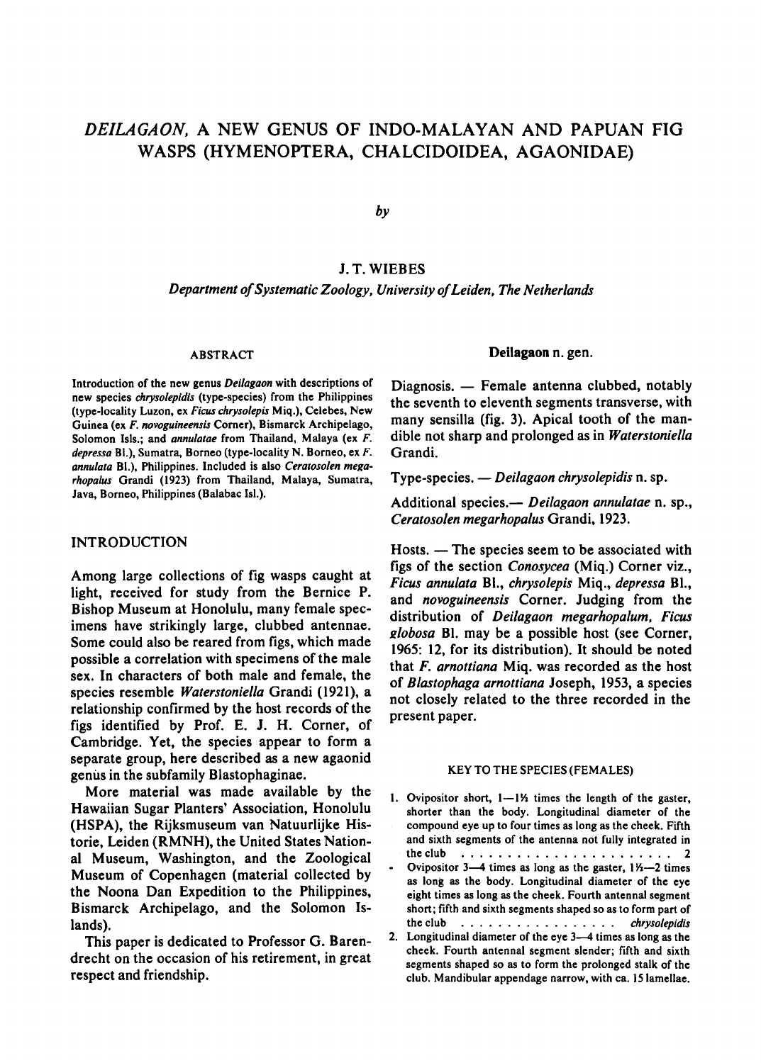# *DEILAGAON*, A NEW GENUS OF INDO-MALAYAN AND PAPUAN FIG WASPS (HYMENOPTERA, CHALCIDOIDEA, AGAONIDAE)

*by*

J. T. WIEBES

*Department of Systematic Zoology, University of Leiden, The Netherlands*

## ABSTRACT

Introduction of the new genus *Deilagaon* with descriptions of new species *chrysolepidis* (type-species) from the Philippines (type-locality Luzon, ex *Ficus chrysolepis* Miq.), Celebes, New Guinea (ex *F. novoguineensis* Corner), Bismarck Archipelago, Solomon Isls.; and *annulatae* from Thailand, Malaya (ex *F. depressa* Bl.), Sumatra, Borneo (type-locality N. Borneo, ex *F. annulata* Bl.), Philippines. Included is also *Ceratosolen megarhopalus* Grandi (1923) from Thailand, Malaya, Sumatra, Java, Borneo, Philippines (Balabac Isl.).

## INTRODUCTION

Among large collections of fig wasps caught at light, received for study from the Bernice P. Bishop Museum at Honolulu, many female specimens have strikingly large, clubbed antennae. Some could also be reared from figs, which made possible a correlation with specimens of the male sex. In characters of both male and female, the species resemble *Waterstoniella* Grandi (1921), a relationship confirmed by the host records of the figs identified by Prof. E. J. H. Corner, of Cambridge. Yet, the species appear to form a separate group, here described as a new agaonid genus in the subfamily Blastophaginae.

More material was made available by the Hawaiian Sugar Planters' Association, Honolulu (HSPA), the Rijksmuseum van Natuurlijke Historie, Leiden (RMNH), the United States National Museum, Washington, and the Zoological Museum of Copenhagen (material collected by the Noona Dan Expedition to the Philippines, Bismarck Archipelago, and the Solomon Islands).

This paper is dedicated to Professor G. Barendrecht on the occasion of his retirement, in great respect and friendship.

## Deilagaon n. gen.

Diagnosis. — Female antenna clubbed, notably the seventh to eleventh segments transverse, with many sensilla (fig. 3). Apical tooth of the mandible not sharp and prolonged as in *Waterstoniella* Grandi.

Type-species. — *Deilagaon chrysolepidis* n. sp.

Additional species.— *Deilagaon annulatae* n. sp., *Ceratosolen megarhopalus* Grandi, 1923.

Hosts. — The species seem to be associated with figs of the section *Conosycea* (Miq.) Corner viz., *Ficus annulata* Bl., *chrysolepis* Miq., *depressa* Bl., and *novoguineensis* Corner. Judging from the distribution of *Deilagaon megarhopalum*, *Ficus globosa* Bl. may be a possible host (see Corner, 1965: 12, for its distribution). It should be noted that *F. arnottiana* Miq. was recorded as the host of *Blastophaga arnottiana* Joseph, 1953, a species not closely related to the three recorded in the present paper.

### KEY TO THE SPECIES (FEMALES)

1. Ovipositor short, 1—1½ times the length of the gaster, shorter than the body. Longitudinal diameter of the compound eye up to four times as long as the cheek. Fifth and sixth segments of the antenna not fully integrated in the club . . . . . . . . . . . . . . . . . . . . . . . 2
- Ovipositor 3—4 times as long as the gaster, 1½—2 times as long as the body. Longitudinal diameter of the eye eight times as long as the cheek. Fourth antennal segment short; fifth and sixth segments shaped so as to form part of the club . . . . . . . . . . . . . . . . . *chrysolepidis*
2. Longitudinal diameter of the eye 3—4 times as long as the cheek. Fourth antennal segment slender; fifth and sixth segments shaped so as to form the prolonged stalk of the club. Mandibular appendage narrow, with ca. 15 lamellae.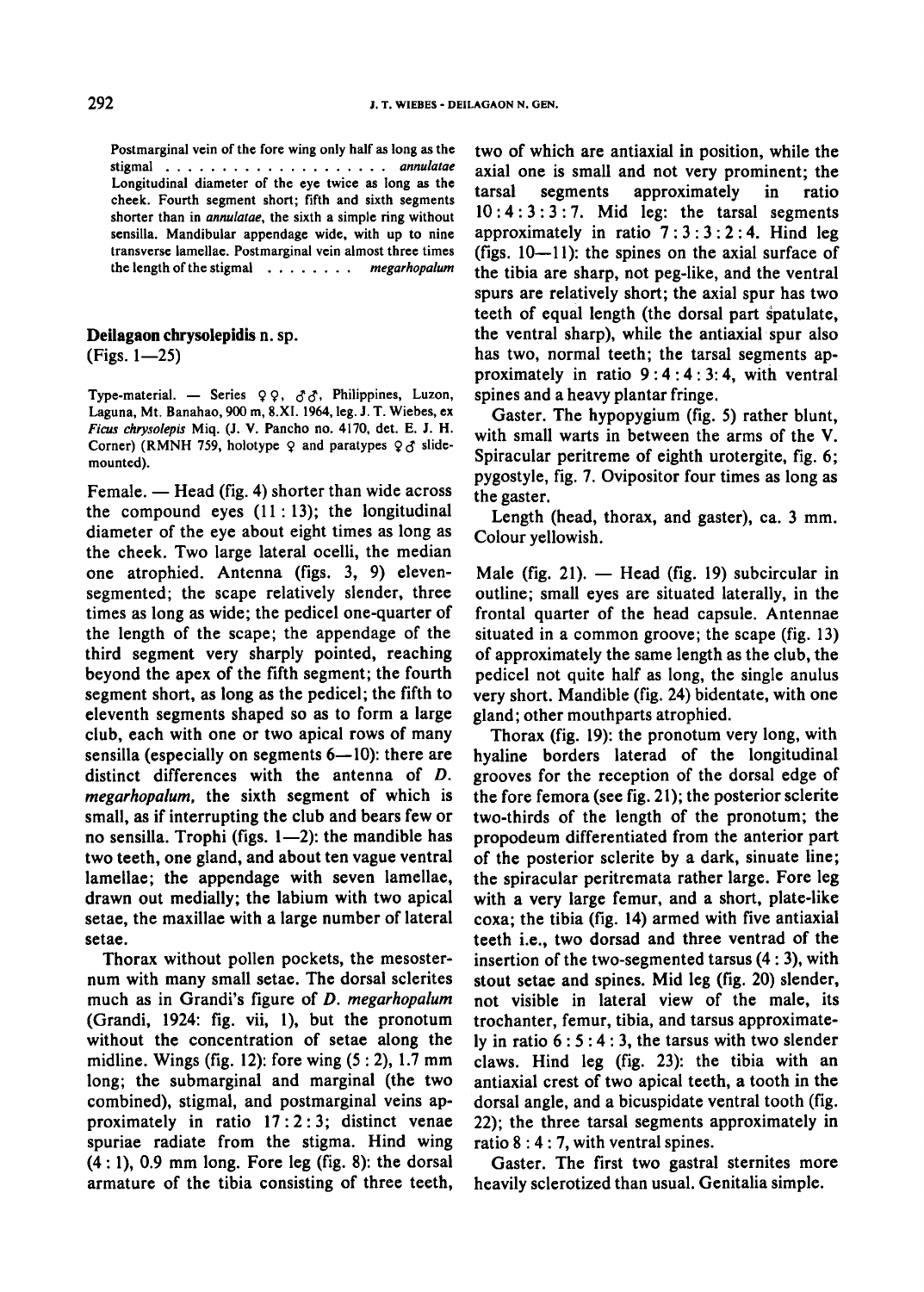Postmarginal vein of the fore wing only half as long as the stigmal . . . . . . . . . . . . . . . . . . . . *annulatae*
Longitudinal diameter of the eye twice as long as the cheek. Fourth segment short; fifth and sixth segments shorter than in *annulatae*, the sixth a simple ring without sensilla. Mandibular appendage wide, with up to nine transverse lamellae. Postmarginal vein almost three times the length of the stigmal . . . . . . . . *megarhopalum*

### Deilagaon chrysolepidis n. sp.
(Figs. 1—25)

Type-material. — Series ♀♀, ♂♂, Philippines, Luzon, Laguna, Mt. Banahao, 900 m, 8.XI. 1964, leg. J. T. Wiebes, ex *Ficus chrysolepis* Miq. (J. V. Pancho no. 4170, det. E. J. H. Corner) (RMNH 759, holotype ♀ and paratypes ♀♂ slide-mounted).

Female. — Head (fig. 4) shorter than wide across the compound eyes (11 : 13); the longitudinal diameter of the eye about eight times as long as the cheek. Two large lateral ocelli, the median one atrophied. Antenna (figs. 3, 9) eleven-segmented; the scape relatively slender, three times as long as wide; the pedicel one-quarter of the length of the scape; the appendage of the third segment very sharply pointed, reaching beyond the apex of the fifth segment; the fourth segment short, as long as the pedicel; the fifth to eleventh segments shaped so as to form a large club, each with one or two apical rows of many sensilla (especially on segments 6—10): there are distinct differences with the antenna of *D. megarhopalum*, the sixth segment of which is small, as if interrupting the club and bears few or no sensilla. Trophi (figs. 1—2): the mandible has two teeth, one gland, and about ten vague ventral lamellae; the appendage with seven lamellae, drawn out medially; the labium with two apical setae, the maxillae with a large number of lateral setae.

Thorax without pollen pockets, the mesosternum with many small setae. The dorsal sclerites much as in Grandi's figure of *D. megarhopalum* (Grandi, 1924: fig. vii, 1), but the pronotum without the concentration of setae along the midline. Wings (fig. 12): fore wing (5 : 2), 1.7 mm long; the submarginal and marginal (the two combined), stigmal, and postmarginal veins approximately in ratio 17 : 2 : 3; distinct venae spuriae radiate from the stigma. Hind wing (4 : 1), 0.9 mm long. Fore leg (fig. 8): the dorsal armature of the tibia consisting of three teeth, two of which are antiaxial in position, while the axial one is small and not very prominent; the tarsal segments approximately in ratio 10 : 4 : 3 : 3 : 7. Mid leg: the tarsal segments approximately in ratio 7 : 3 : 3 : 2 : 4. Hind leg (figs. 10—11): the spines on the axial surface of the tibia are sharp, not peg-like, and the ventral spurs are relatively short; the axial spur has two teeth of equal length (the dorsal part spatulate, the ventral sharp), while the antiaxial spur also has two, normal teeth; the tarsal segments approximately in ratio 9 : 4 : 4 : 3 : 4, with ventral spines and a heavy plantar fringe.

Gaster. The hypopygium (fig. 5) rather blunt, with small warts in between the arms of the V. Spiracular peritreme of eighth urotergite, fig. 6; pygostyle, fig. 7. Ovipositor four times as long as the gaster.

Length (head, thorax, and gaster), ca. 3 mm. Colour yellowish.

Male (fig. 21). — Head (fig. 19) subcircular in outline; small eyes are situated laterally, in the frontal quarter of the head capsule. Antennae situated in a common groove; the scape (fig. 13) of approximately the same length as the club, the pedicel not quite half as long, the single anulus very short. Mandible (fig. 24) bidentate, with one gland; other mouthparts atrophied.

Thorax (fig. 19): the pronotum very long, with hyaline borders laterad of the longitudinal grooves for the reception of the dorsal edge of the fore femora (see fig. 21); the posterior sclerite two-thirds of the length of the pronotum; the propodeum differentiated from the anterior part of the posterior sclerite by a dark, sinuate line; the spiracular peritremata rather large. Fore leg with a very large femur, and a short, plate-like coxa; the tibia (fig. 14) armed with five antiaxial teeth i.e., two dorsad and three ventrad of the insertion of the two-segmented tarsus (4 : 3), with stout setae and spines. Mid leg (fig. 20) slender, not visible in lateral view of the male, its trochanter, femur, tibia, and tarsus approximately in ratio 6 : 5 : 4 : 3, the tarsus with two slender claws. Hind leg (fig. 23): the tibia with an antiaxial crest of two apical teeth, a tooth in the dorsal angle, and a bicuspidate ventral tooth (fig. 22); the three tarsal segments approximately in ratio 8 : 4 : 7, with ventral spines.

Gaster. The first two gastral sternites more heavily sclerotized than usual. Genitalia simple.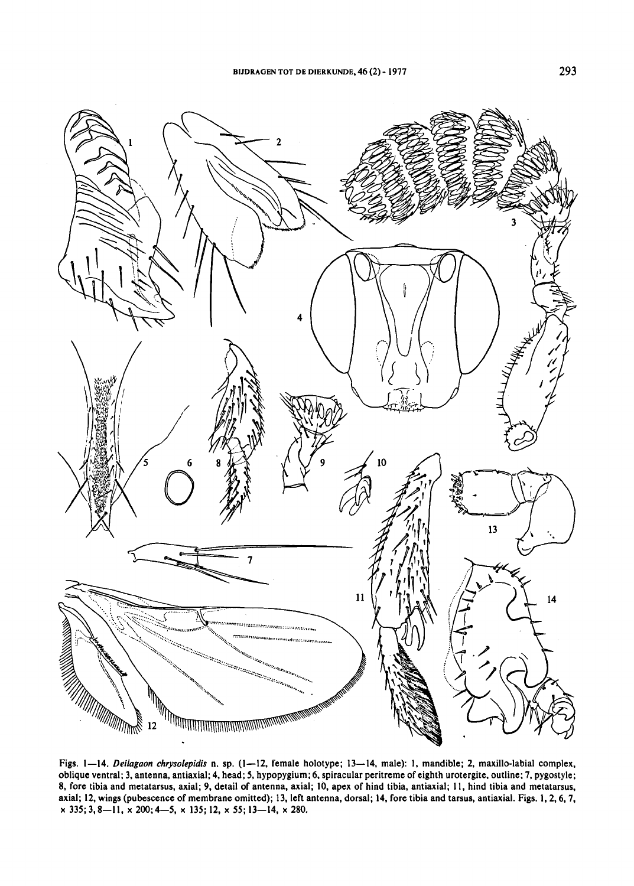Figs. 1—14. *Deilagaon chrysolepidis* n. sp. (1—12, female holotype; 13—14, male): 1, mandible; 2, maxillo-labial complex, oblique ventral; 3, antenna, antiaxial; 4, head; 5, hypopygium; 6, spiracular peritreme of eighth urotergite, outline; 7, pygostyle; 8, fore tibia and metatarsus, axial; 9, detail of antenna, axial; 10, apex of hind tibia, antiaxial; 11, hind tibia and metatarsus, axial; 12, wings (pubescence of membrane omitted); 13, left antenna, dorsal; 14, fore tibia and tarsus, antiaxial. Figs. 1, 2, 6, 7, × 335; 3, 8—11, × 200; 4—5, × 135; 12, × 55; 13—14, × 280.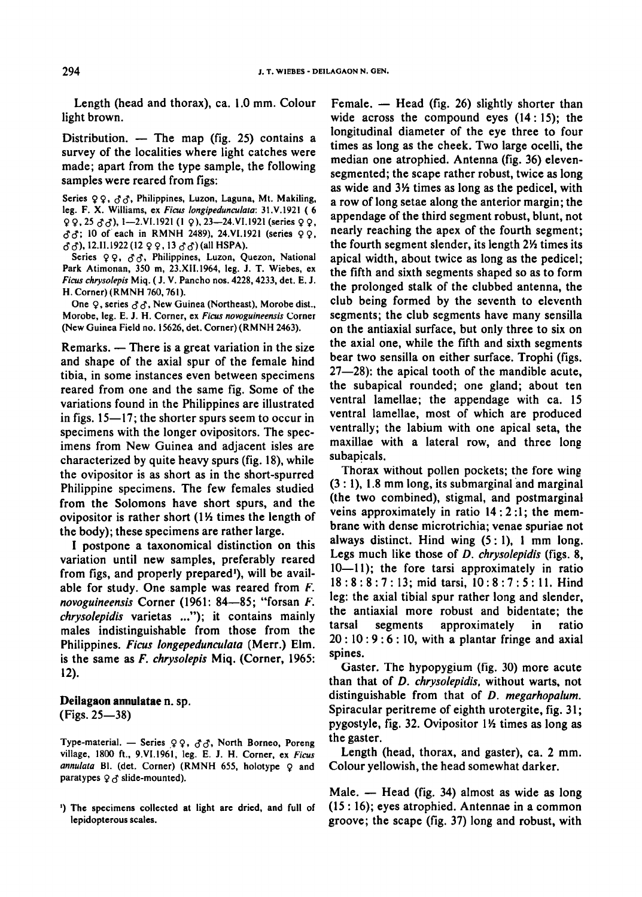Length (head and thorax), ca. 1.0 mm. Colour light brown.

Distribution. — The map (fig. 25) contains a survey of the localities where light catches were made; apart from the type sample, the following samples were reared from figs:

Series ♀♀, ♂♂, Philippines, Luzon, Laguna, Mt. Makiling, leg. F. X. Williams, ex *Ficus longipedunculata*: 31.V.1921 (6 ♀♀, 25 ♂♂), 1—2.VI.1921 (1 ♀), 23—24.VI.1921 (series ♀♀, ♂♂; 10 of each in RMNH 2489), 24.VI.1921 (series ♀♀, ♂♂), 12.II.1922 (12 ♀♀, 13 ♂♂) (all HSPA).

Series ♀♀, ♂♂, Philippines, Luzon, Quezon, National Park Atimonan, 350 m, 23.XII.1964, leg. J. T. Wiebes, ex *Ficus chrysolepis* Miq. (J. V. Pancho nos. 4228, 4233, det. E. J. H. Corner) (RMNH 760, 761).

One ♀, series ♂♂, New Guinea (Northeast), Morobe dist., Morobe, leg. E. J. H. Corner, ex *Ficus novoguineensis* Corner (New Guinea Field no. 15626, det. Corner) (RMNH 2463).

Remarks. — There is a great variation in the size and shape of the axial spur of the female hind tibia, in some instances even between specimens reared from one and the same fig. Some of the variations found in the Philippines are illustrated in figs. 15—17; the shorter spurs seem to occur in specimens with the longer ovipositors. The specimens from New Guinea and adjacent isles are characterized by quite heavy spurs (fig. 18), while the ovipositor is as short as in the short-spurred Philippine specimens. The few females studied from the Solomons have short spurs, and the ovipositor is rather short (1½ times the length of the body); these specimens are rather large.

I postpone a taxonomical distinction on this variation until new samples, preferably reared from figs, and properly prepared[1]), will be available for study. One sample was reared from *F. novoguineensis* Corner (1961: 84—85; "forsan *F. chrysolepidis* varietas ..."); it contains mainly males indistinguishable from those from the Philippines. *Ficus longepedunculata* (Merr.) Elm. is the same as *F. chrysolepis* Miq. (Corner, 1965: 12).

## Deilagaon annulatae n. sp.

(Figs. 25—38)

Type-material. — Series ♀♀, ♂♂, North Borneo, Poreng village, 1800 ft., 9.VI.1961, leg. E. J. H. Corner, ex *Ficus annulata* Bl. (det. Corner) (RMNH 655, holotype ♀ and paratypes ♀♂ slide-mounted).

Female. — Head (fig. 26) slightly shorter than wide across the compound eyes (14 : 15); the longitudinal diameter of the eye three to four times as long as the cheek. Two large ocelli, the median one atrophied. Antenna (fig. 36) eleven-segmented; the scape rather robust, twice as long as wide and 3½ times as long as the pedicel, with a row of long setae along the anterior margin; the appendage of the third segment robust, blunt, not nearly reaching the apex of the fourth segment; the fourth segment slender, its length 2½ times its apical width, about twice as long as the pedicel; the fifth and sixth segments shaped so as to form the prolonged stalk of the clubbed antenna, the club being formed by the seventh to eleventh segments; the club segments have many sensilla on the antiaxial surface, but only three to six on the axial one, while the fifth and sixth segments bear two sensilla on either surface. Trophi (figs. 27—28): the apical tooth of the mandible acute, the subapical rounded; one gland; about ten ventral lamellae; the appendage with ca. 15 ventral lamellae, most of which are produced ventrally; the labium with one apical seta, the maxillae with a lateral row, and three long subapicals.

Thorax without pollen pockets; the fore wing (3 : 1), 1.8 mm long, its submarginal and marginal (the two combined), stigmal, and postmarginal veins approximately in ratio 14 : 2 : 1; the membrane with dense microtrichia; venae spuriae not always distinct. Hind wing (5 : 1), 1 mm long. Legs much like those of *D. chrysolepidis* (figs. 8, 10—11); the fore tarsi approximately in ratio 18 : 8 : 8 : 7 : 13; mid tarsi, 10 : 8 : 7 : 5 : 11. Hind leg: the axial tibial spur rather long and slender, the antiaxial more robust and bidentate; the tarsal segments approximately in ratio 20 : 10 : 9 : 6 : 10, with a plantar fringe and axial spines.

Gaster. The hypopygium (fig. 30) more acute than that of *D. chrysolepidis*, without warts, not distinguishable from that of *D. megarhopalum*. Spiracular peritreme of eighth urotergite, fig. 31; pygostyle, fig. 32. Ovipositor 1½ times as long as the gaster.

Length (head, thorax, and gaster), ca. 2 mm. Colour yellowish, the head somewhat darker.

Male. — Head (fig. 34) almost as wide as long (15 : 16); eyes atrophied. Antennae in a common groove; the scape (fig. 37) long and robust, with

[1]) The specimens collected at light are dried, and full of lepidopterous scales.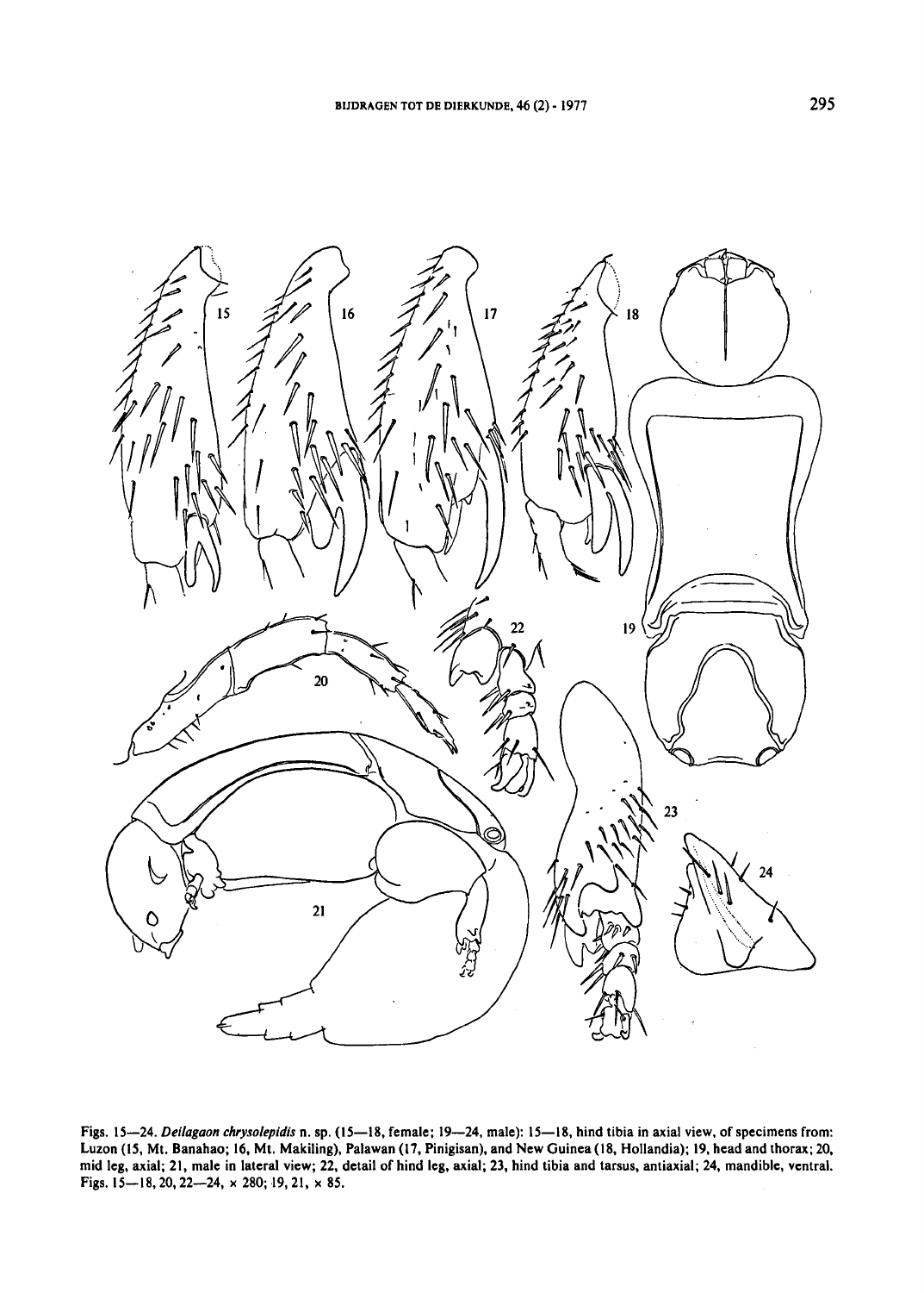Figs. 15—24. *Deilagaon chrysolepidis* n. sp. (15—18, female; 19—24, male): 15—18, hind tibia in axial view, of specimens from: Luzon (15, Mt. Banahao; 16, Mt. Makiling), Palawan (17, Pinigisan), and New Guinea (18, Hollandia); 19, head and thorax; 20, mid leg, axial; 21, male in lateral view; 22, detail of hind leg, axial; 23, hind tibia and tarsus, antiaxial; 24, mandible, ventral. Figs. 15—18, 20, 22—24, × 280; 19, 21, × 85.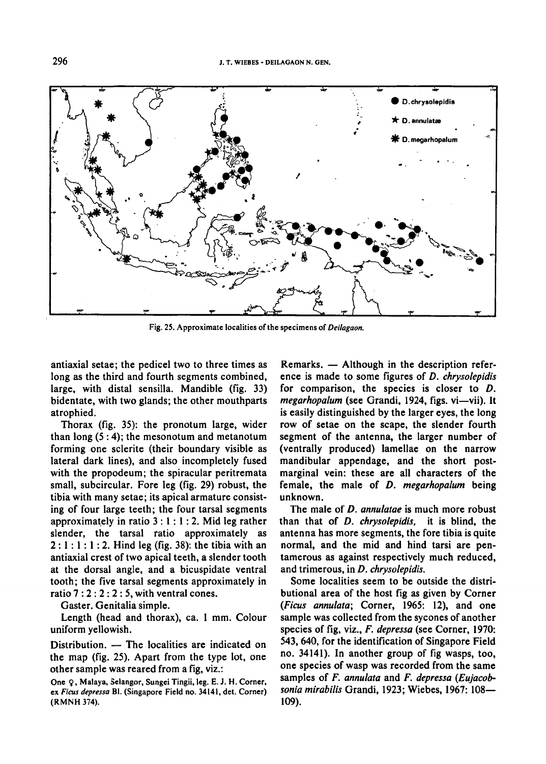Fig. 25. Approximate localities of the specimens of *Deilagaon*.

antiaxial setae; the pedicel two to three times as long as the third and fourth segments combined, large, with distal sensilla. Mandible (fig. 33) bidentate, with two glands; the other mouthparts atrophied.

Thorax (fig. 35): the pronotum large, wider than long (5 : 4); the mesonotum and metanotum forming one sclerite (their boundary visible as lateral dark lines), and also incompletely fused with the propodeum; the spiracular peritremata small, subcircular. Fore leg (fig. 29) robust, the tibia with many setae; its apical armature consisting of four large teeth; the four tarsal segments approximately in ratio 3 : 1 : 1 : 2. Mid leg rather slender, the tarsal ratio approximately as 2 : 1 : 1 : 1 : 2. Hind leg (fig. 38): the tibia with an antiaxial crest of two apical teeth, a slender tooth at the dorsal angle, and a bicuspidate ventral tooth; the five tarsal segments approximately in ratio 7 : 2 : 2 : 2 : 5, with ventral cones.

Gaster. Genitalia simple.

Length (head and thorax), ca. 1 mm. Colour uniform yellowish.

Distribution. — The localities are indicated on the map (fig. 25). Apart from the type lot, one other sample was reared from a fig, viz.:

One ♀, Malaya, Selangor, Sungei Tingii, leg. E. J. H. Corner, ex *Ficus depressa* Bl. (Singapore Field no. 34141, det. Corner) (RMNH 374).

Remarks. — Although in the description reference is made to some figures of *D. chrysolepidis* for comparison, the species is closer to *D. megarhopalum* (see Grandi, 1924, figs. vi—vii). It is easily distinguished by the larger eyes, the long row of setae on the scape, the slender fourth segment of the antenna, the larger number of (ventrally produced) lamellae on the narrow mandibular appendage, and the short postmarginal vein: these are all characters of the female, the male of *D. megarhopalum* being unknown.

The male of *D. annulatae* is much more robust than that of *D. chrysolepidis*, it is blind, the antenna has more segments, the fore tibia is quite normal, and the mid and hind tarsi are pentamerous as against respectively much reduced, and trimerous, in *D. chrysolepidis*.

Some localities seem to be outside the distributional area of the host fig as given by Corner (*Ficus annulata*; Corner, 1965: 12), and one sample was collected from the sycones of another species of fig, viz., *F. depressa* (see Corner, 1970: 543, 640, for the identification of Singapore Field no. 34141). In another group of fig wasps, too, one species of wasp was recorded from the same samples of *F. annulata* and *F. depressa* (*Eujacobsonia mirabilis* Grandi, 1923; Wiebes, 1967: 108—109).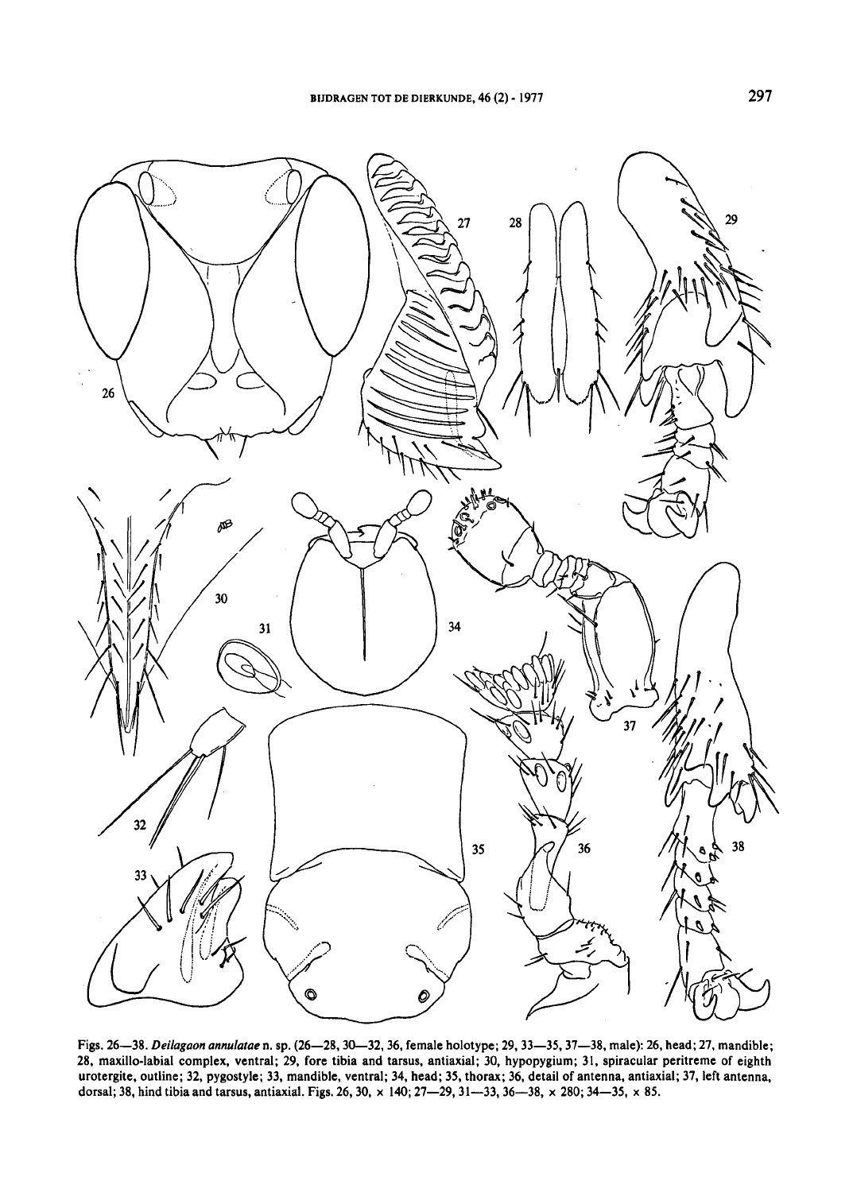Figs. 26—38. *Deilagaon annulatae* n. sp. (26—28, 30—32, 36, female holotype; 29, 33—35, 37—38, male): 26, head; 27, mandible; 28, maxillo-labial complex, ventral; 29, fore tibia and tarsus, antiaxial; 30, hypopygium; 31, spiracular peritreme of eighth urotergite, outline; 32, pygostyle; 33, mandible, ventral; 34, head; 35, thorax; 36, detail of antenna, antiaxial; 37, left antenna, dorsal; 38, hind tibia and tarsus, antiaxial. Figs. 26, 30, × 140; 27—29, 31—33, 36—38, × 280; 34—35, × 85.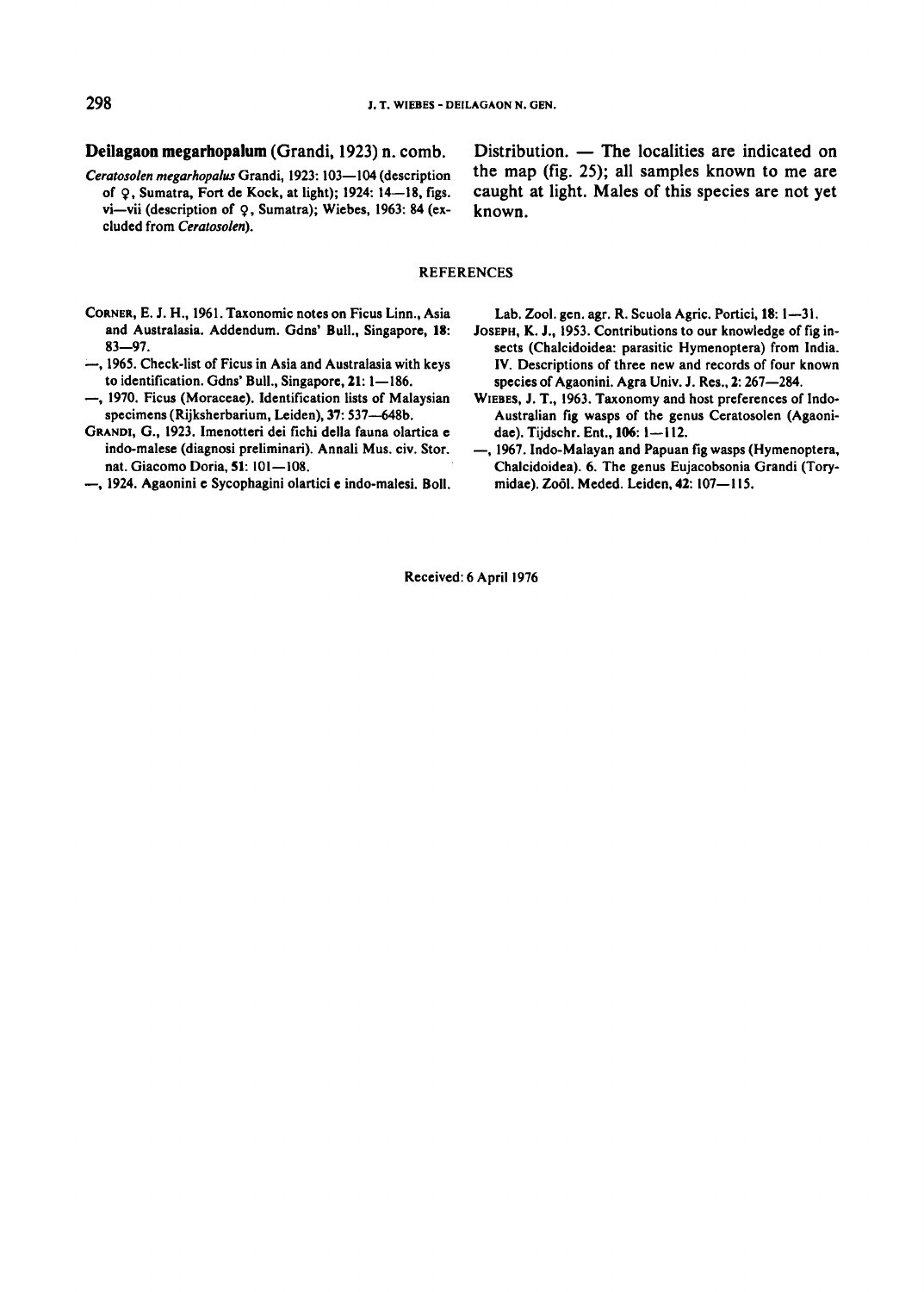**Deilagaon megarhopalum** (Grandi, 1923) n. comb.

*Ceratosolen megarhopalus* Grandi, 1923: 103—104 (description of ♀, Sumatra, Fort de Kock, at light); 1924: 14—18, figs. vi—vii (description of ♀, Sumatra); Wiebes, 1963: 84 (excluded from *Ceratosolen*).

Distribution. — The localities are indicated on the map (fig. 25); all samples known to me are caught at light. Males of this species are not yet known.

## REFERENCES

Corner, E. J. H., 1961. Taxonomic notes on Ficus Linn., Asia and Australasia. Addendum. Gdns' Bull., Singapore, **18**: 83—97.

—, 1965. Check-list of Ficus in Asia and Australasia with keys to identification. Gdns' Bull., Singapore, **21**: 1—186.

—, 1970. Ficus (Moraceae). Identification lists of Malaysian specimens (Rijksherbarium, Leiden), **37**: 537—648b.

Grandi, G., 1923. Imenotteri dei fichi della fauna olartica e indo-malese (diagnosi preliminari). Annali Mus. civ. Stor. nat. Giacomo Doria, **51**: 101—108.

—, 1924. Agaonini e Sycophagini olartici e indo-malesi. Boll. Lab. Zool. gen. agr. R. Scuola Agric. Portici, **18**: 1—31.

Joseph, K. J., 1953. Contributions to our knowledge of fig insects (Chalcidoidea: parasitic Hymenoptera) from India. IV. Descriptions of three new and records of four known species of Agaonini. Agra Univ. J. Res., **2**: 267—284.

Wiebes, J. T., 1963. Taxonomy and host preferences of Indo-Australian fig wasps of the genus Ceratosolen (Agaonidae). Tijdschr. Ent., **106**: 1—112.

—, 1967. Indo-Malayan and Papuan fig wasps (Hymenoptera, Chalcidoidea). 6. The genus Eujacobsonia Grandi (Torymidae). Zoöl. Meded. Leiden, **42**: 107—115.

Received: 6 April 1976